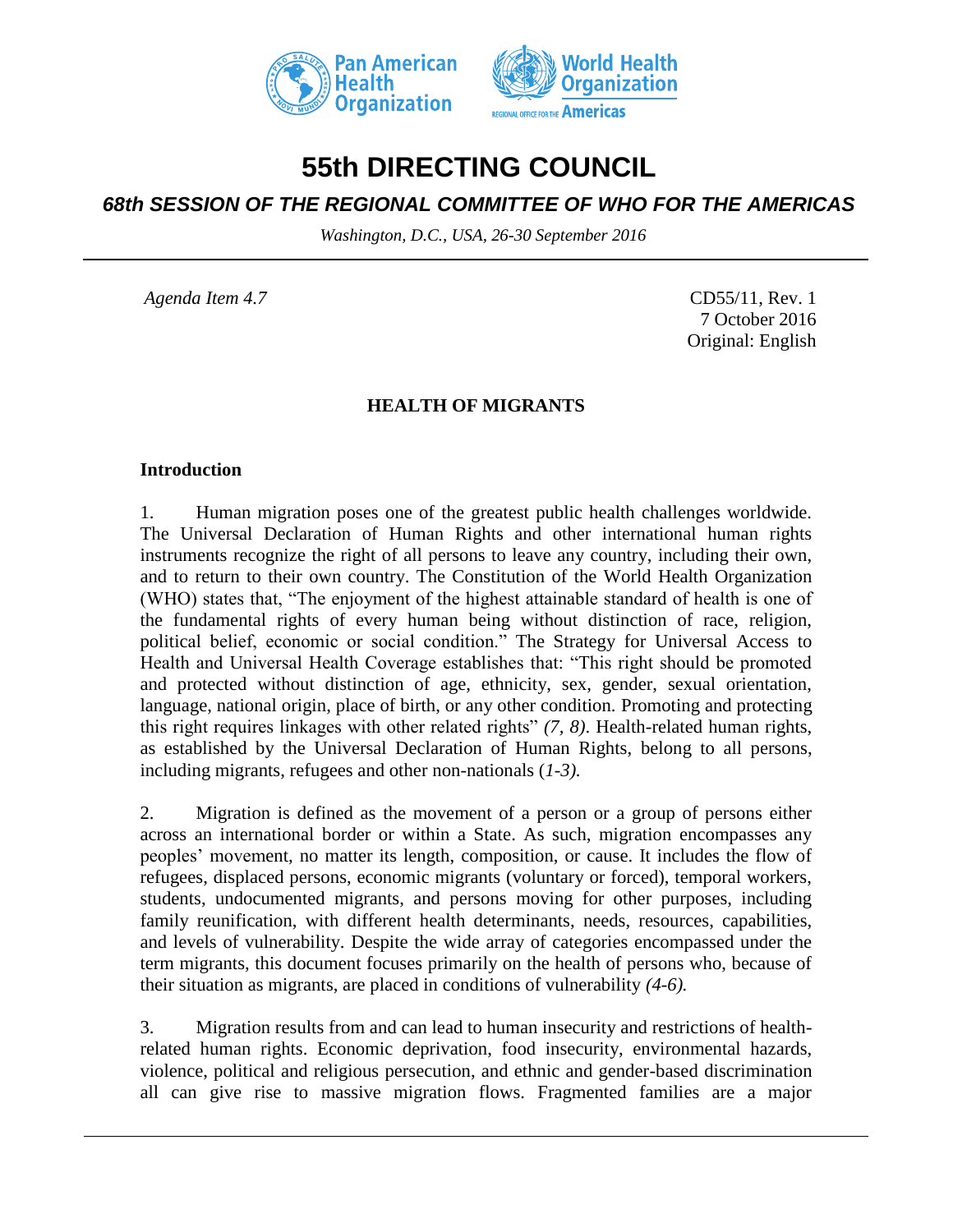# 55th DIRECTING COUNCIL

## *68th SESSION OF THE REGIONAL COMMITTEE OF WHO FOR THE AMERICAS*

*Washington, D.C., USA, 26-30 September 2016*

---

*Agenda Item 4.7*

CD55/11, Rev. 1
7 October 2016
Original: English

### HEALTH OF MIGRANTS

#### Introduction

1. Human migration poses one of the greatest public health challenges worldwide. The Universal Declaration of Human Rights and other international human rights instruments recognize the right of all persons to leave any country, including their own, and to return to their own country. The Constitution of the World Health Organization (WHO) states that, "The enjoyment of the highest attainable standard of health is one of the fundamental rights of every human being without distinction of race, religion, political belief, economic or social condition." The Strategy for Universal Access to Health and Universal Health Coverage establishes that: "This right should be promoted and protected without distinction of age, ethnicity, sex, gender, sexual orientation, language, national origin, place of birth, or any other condition. Promoting and protecting this right requires linkages with other related rights" *(7, 8)*. Health-related human rights, as established by the Universal Declaration of Human Rights, belong to all persons, including migrants, refugees and other non-nationals (*1-3).*

2. Migration is defined as the movement of a person or a group of persons either across an international border or within a State. As such, migration encompasses any peoples' movement, no matter its length, composition, or cause. It includes the flow of refugees, displaced persons, economic migrants (voluntary or forced), temporal workers, students, undocumented migrants, and persons moving for other purposes, including family reunification, with different health determinants, needs, resources, capabilities, and levels of vulnerability. Despite the wide array of categories encompassed under the term migrants, this document focuses primarily on the health of persons who, because of their situation as migrants, are placed in conditions of vulnerability *(4-6).*

3. Migration results from and can lead to human insecurity and restrictions of health-related human rights. Economic deprivation, food insecurity, environmental hazards, violence, political and religious persecution, and ethnic and gender-based discrimination all can give rise to massive migration flows. Fragmented families are a major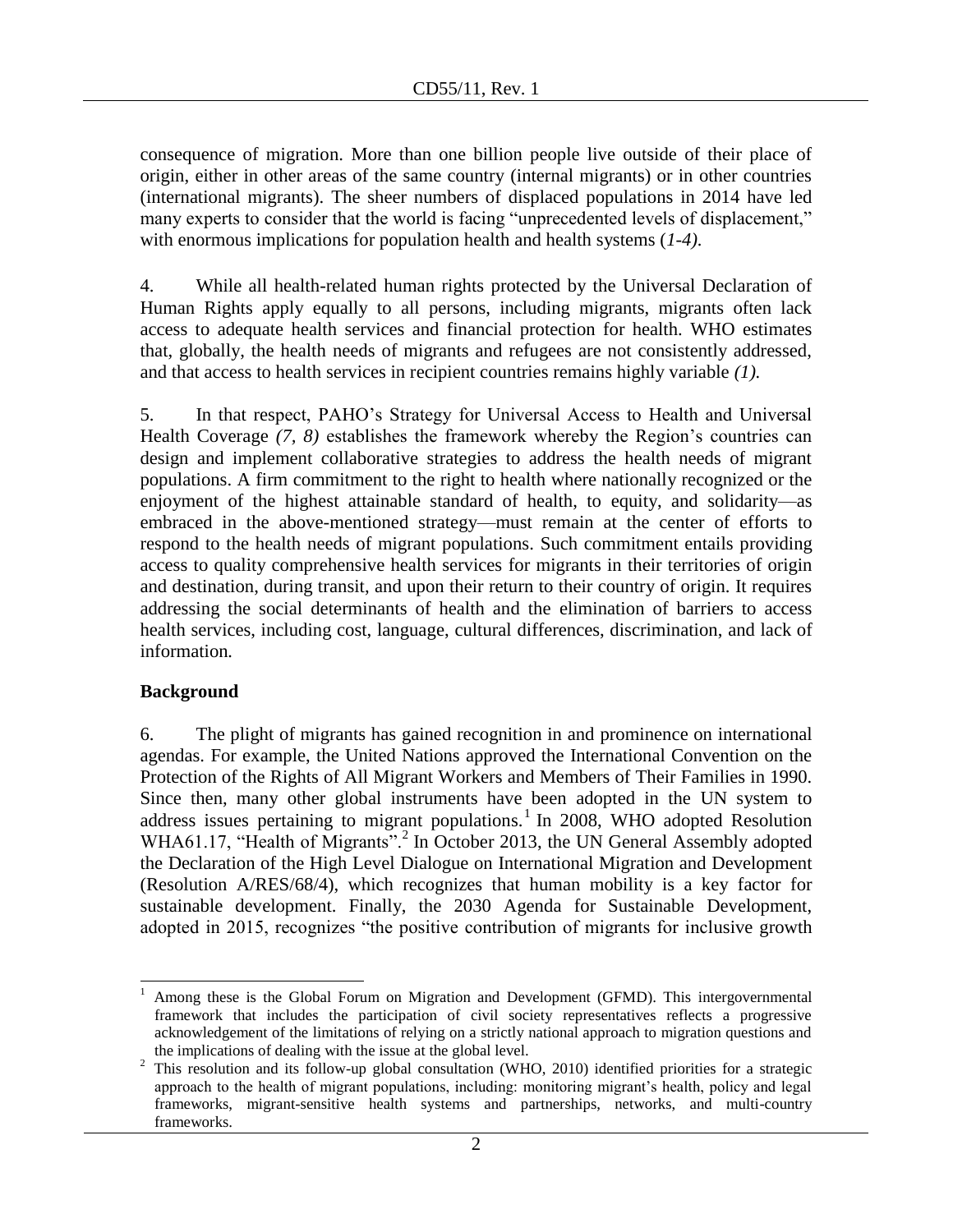consequence of migration. More than one billion people live outside of their place of origin, either in other areas of the same country (internal migrants) or in other countries (international migrants). The sheer numbers of displaced populations in 2014 have led many experts to consider that the world is facing "unprecedented levels of displacement," with enormous implications for population health and health systems (*1-4)*.

4. While all health-related human rights protected by the Universal Declaration of Human Rights apply equally to all persons, including migrants, migrants often lack access to adequate health services and financial protection for health. WHO estimates that, globally, the health needs of migrants and refugees are not consistently addressed, and that access to health services in recipient countries remains highly variable *(1).*

5. In that respect, PAHO's Strategy for Universal Access to Health and Universal Health Coverage *(7, 8)* establishes the framework whereby the Region's countries can design and implement collaborative strategies to address the health needs of migrant populations. A firm commitment to the right to health where nationally recognized or the enjoyment of the highest attainable standard of health, to equity, and solidarity—as embraced in the above-mentioned strategy—must remain at the center of efforts to respond to the health needs of migrant populations. Such commitment entails providing access to quality comprehensive health services for migrants in their territories of origin and destination, during transit, and upon their return to their country of origin. It requires addressing the social determinants of health and the elimination of barriers to access health services, including cost, language, cultural differences, discrimination, and lack of information*.*

## Background

6. The plight of migrants has gained recognition in and prominence on international agendas. For example, the United Nations approved the International Convention on the Protection of the Rights of All Migrant Workers and Members of Their Families in 1990. Since then, many other global instruments have been adopted in the UN system to address issues pertaining to migrant populations.[1] In 2008, WHO adopted Resolution WHA61.17, "Health of Migrants".[2] In October 2013, the UN General Assembly adopted the Declaration of the High Level Dialogue on International Migration and Development (Resolution A/RES/68/4), which recognizes that human mobility is a key factor for sustainable development. Finally, the 2030 Agenda for Sustainable Development, adopted in 2015, recognizes "the positive contribution of migrants for inclusive growth

---

[1] Among these is the Global Forum on Migration and Development (GFMD). This intergovernmental framework that includes the participation of civil society representatives reflects a progressive acknowledgement of the limitations of relying on a strictly national approach to migration questions and the implications of dealing with the issue at the global level.

[2] This resolution and its follow-up global consultation (WHO, 2010) identified priorities for a strategic approach to the health of migrant populations, including: monitoring migrant's health, policy and legal frameworks, migrant-sensitive health systems and partnerships, networks, and multi-country frameworks.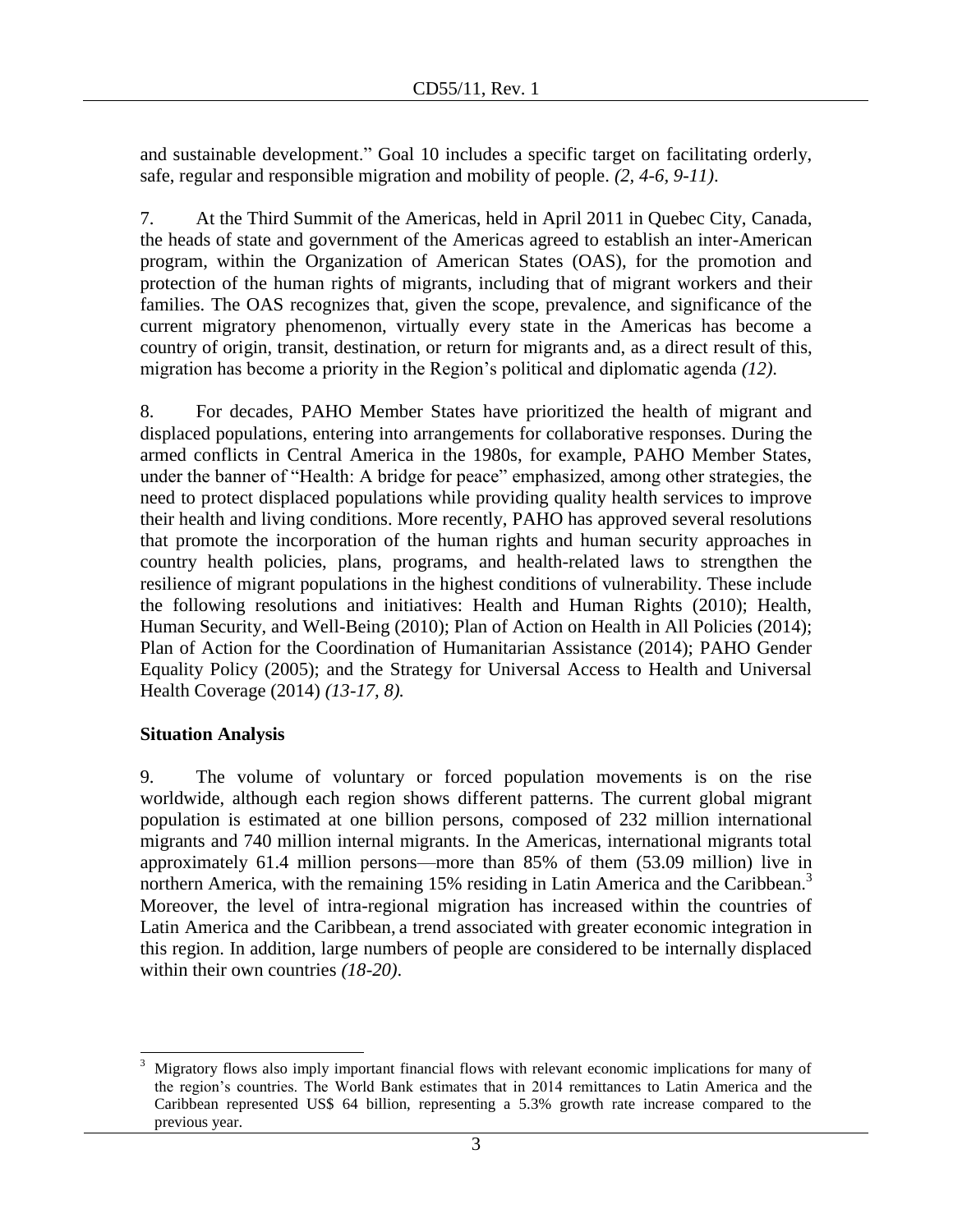and sustainable development." Goal 10 includes a specific target on facilitating orderly, safe, regular and responsible migration and mobility of people. *(2, 4-6, 9-11)*.

7. At the Third Summit of the Americas, held in April 2011 in Quebec City, Canada, the heads of state and government of the Americas agreed to establish an inter-American program, within the Organization of American States (OAS), for the promotion and protection of the human rights of migrants, including that of migrant workers and their families. The OAS recognizes that, given the scope, prevalence, and significance of the current migratory phenomenon, virtually every state in the Americas has become a country of origin, transit, destination, or return for migrants and, as a direct result of this, migration has become a priority in the Region's political and diplomatic agenda *(12).*

8. For decades, PAHO Member States have prioritized the health of migrant and displaced populations, entering into arrangements for collaborative responses. During the armed conflicts in Central America in the 1980s, for example, PAHO Member States, under the banner of "Health: A bridge for peace" emphasized, among other strategies, the need to protect displaced populations while providing quality health services to improve their health and living conditions. More recently, PAHO has approved several resolutions that promote the incorporation of the human rights and human security approaches in country health policies, plans, programs, and health-related laws to strengthen the resilience of migrant populations in the highest conditions of vulnerability. These include the following resolutions and initiatives: Health and Human Rights (2010); Health, Human Security, and Well-Being (2010); Plan of Action on Health in All Policies (2014); Plan of Action for the Coordination of Humanitarian Assistance (2014); PAHO Gender Equality Policy (2005); and the Strategy for Universal Access to Health and Universal Health Coverage (2014) *(13-17, 8).*

## Situation Analysis

9. The volume of voluntary or forced population movements is on the rise worldwide, although each region shows different patterns. The current global migrant population is estimated at one billion persons, composed of 232 million international migrants and 740 million internal migrants. In the Americas, international migrants total approximately 61.4 million persons—more than 85% of them (53.09 million) live in northern America, with the remaining 15% residing in Latin America and the Caribbean.[3] Moreover, the level of intra-regional migration has increased within the countries of Latin America and the Caribbean, a trend associated with greater economic integration in this region. In addition, large numbers of people are considered to be internally displaced within their own countries *(18-20)*.

---

[3] Migratory flows also imply important financial flows with relevant economic implications for many of the region's countries. The World Bank estimates that in 2014 remittances to Latin America and the Caribbean represented US$ 64 billion, representing a 5.3% growth rate increase compared to the previous year.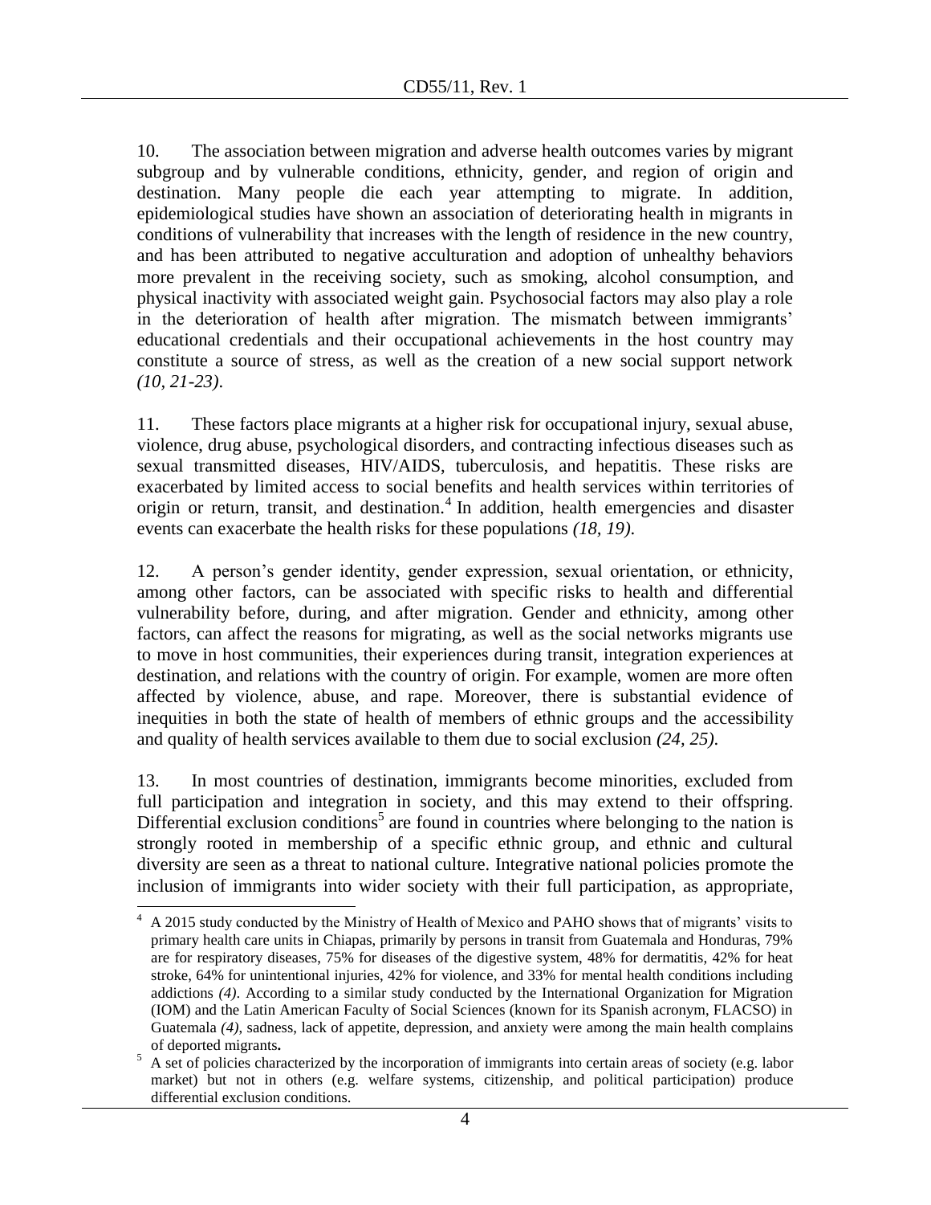10. The association between migration and adverse health outcomes varies by migrant subgroup and by vulnerable conditions, ethnicity, gender, and region of origin and destination. Many people die each year attempting to migrate. In addition, epidemiological studies have shown an association of deteriorating health in migrants in conditions of vulnerability that increases with the length of residence in the new country, and has been attributed to negative acculturation and adoption of unhealthy behaviors more prevalent in the receiving society, such as smoking, alcohol consumption, and physical inactivity with associated weight gain. Psychosocial factors may also play a role in the deterioration of health after migration. The mismatch between immigrants' educational credentials and their occupational achievements in the host country may constitute a source of stress, as well as the creation of a new social support network *(10, 21-23)*.

11. These factors place migrants at a higher risk for occupational injury, sexual abuse, violence, drug abuse, psychological disorders, and contracting infectious diseases such as sexual transmitted diseases, HIV/AIDS, tuberculosis, and hepatitis. These risks are exacerbated by limited access to social benefits and health services within territories of origin or return, transit, and destination.[4] In addition, health emergencies and disaster events can exacerbate the health risks for these populations *(18, 19)*.

12. A person's gender identity, gender expression, sexual orientation, or ethnicity, among other factors, can be associated with specific risks to health and differential vulnerability before, during, and after migration. Gender and ethnicity, among other factors, can affect the reasons for migrating, as well as the social networks migrants use to move in host communities, their experiences during transit, integration experiences at destination, and relations with the country of origin. For example, women are more often affected by violence, abuse, and rape. Moreover, there is substantial evidence of inequities in both the state of health of members of ethnic groups and the accessibility and quality of health services available to them due to social exclusion *(24, 25)*.

13. In most countries of destination, immigrants become minorities, excluded from full participation and integration in society, and this may extend to their offspring. Differential exclusion conditions[5] are found in countries where belonging to the nation is strongly rooted in membership of a specific ethnic group, and ethnic and cultural diversity are seen as a threat to national culture. Integrative national policies promote the inclusion of immigrants into wider society with their full participation, as appropriate,

---

[4] A 2015 study conducted by the Ministry of Health of Mexico and PAHO shows that of migrants' visits to primary health care units in Chiapas, primarily by persons in transit from Guatemala and Honduras, 79% are for respiratory diseases, 75% for diseases of the digestive system, 48% for dermatitis, 42% for heat stroke, 64% for unintentional injuries, 42% for violence, and 33% for mental health conditions including addictions *(4)*. According to a similar study conducted by the International Organization for Migration (IOM) and the Latin American Faculty of Social Sciences (known for its Spanish acronym, FLACSO) in Guatemala *(4)*, sadness, lack of appetite, depression, and anxiety were among the main health complains of deported migrants**.**

[5] A set of policies characterized by the incorporation of immigrants into certain areas of society (e.g. labor market) but not in others (e.g. welfare systems, citizenship, and political participation) produce differential exclusion conditions.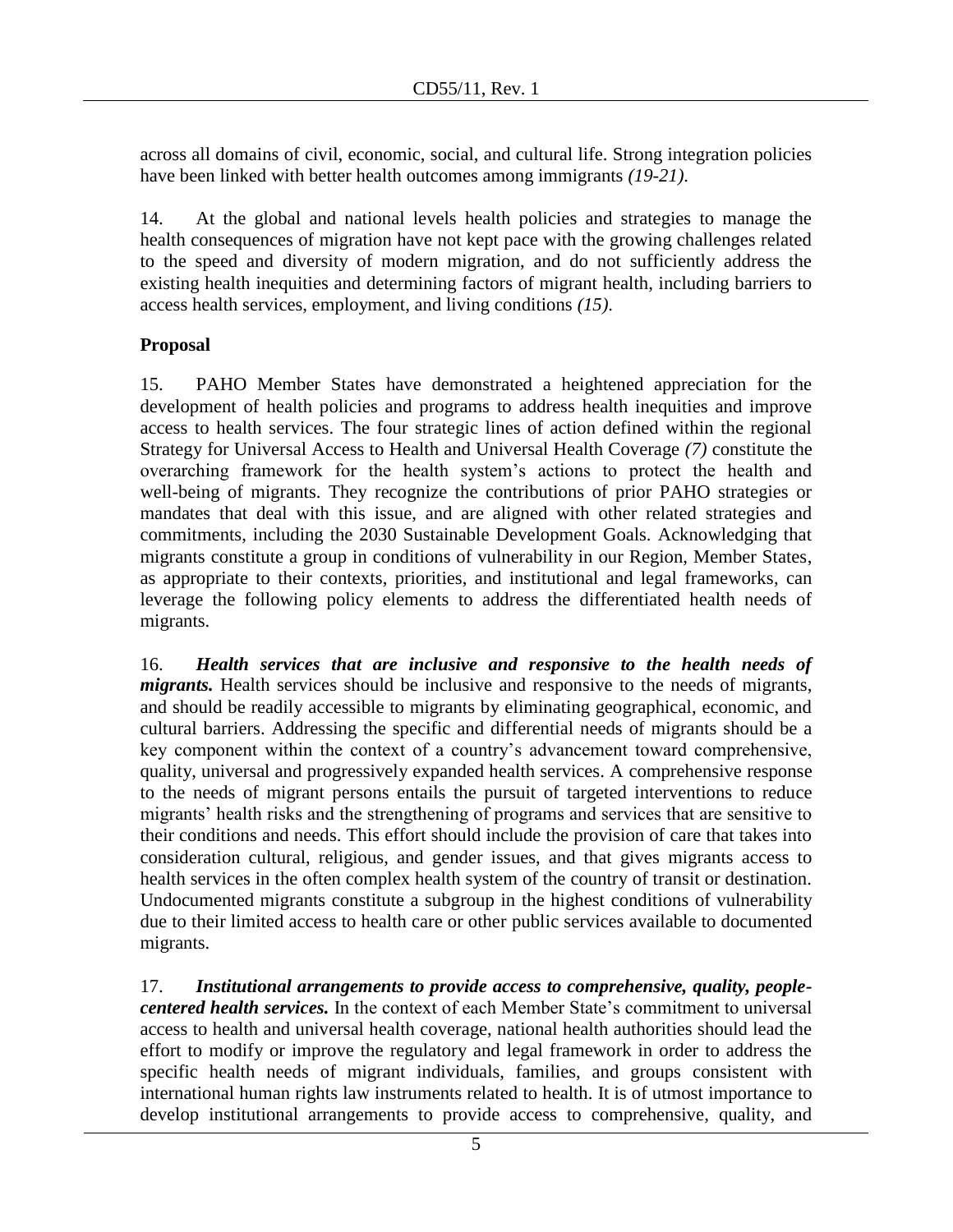across all domains of civil, economic, social, and cultural life. Strong integration policies have been linked with better health outcomes among immigrants *(19-21)*.

14. At the global and national levels health policies and strategies to manage the health consequences of migration have not kept pace with the growing challenges related to the speed and diversity of modern migration, and do not sufficiently address the existing health inequities and determining factors of migrant health, including barriers to access health services, employment, and living conditions *(15)*.

## Proposal

15. PAHO Member States have demonstrated a heightened appreciation for the development of health policies and programs to address health inequities and improve access to health services. The four strategic lines of action defined within the regional Strategy for Universal Access to Health and Universal Health Coverage *(7)* constitute the overarching framework for the health system's actions to protect the health and well-being of migrants. They recognize the contributions of prior PAHO strategies or mandates that deal with this issue, and are aligned with other related strategies and commitments, including the 2030 Sustainable Development Goals. Acknowledging that migrants constitute a group in conditions of vulnerability in our Region, Member States, as appropriate to their contexts, priorities, and institutional and legal frameworks, can leverage the following policy elements to address the differentiated health needs of migrants.

16. ***Health services that are inclusive and responsive to the health needs of migrants.*** Health services should be inclusive and responsive to the needs of migrants, and should be readily accessible to migrants by eliminating geographical, economic, and cultural barriers. Addressing the specific and differential needs of migrants should be a key component within the context of a country's advancement toward comprehensive, quality, universal and progressively expanded health services. A comprehensive response to the needs of migrant persons entails the pursuit of targeted interventions to reduce migrants' health risks and the strengthening of programs and services that are sensitive to their conditions and needs. This effort should include the provision of care that takes into consideration cultural, religious, and gender issues, and that gives migrants access to health services in the often complex health system of the country of transit or destination. Undocumented migrants constitute a subgroup in the highest conditions of vulnerability due to their limited access to health care or other public services available to documented migrants.

17. ***Institutional arrangements to provide access to comprehensive, quality, people-centered health services.*** In the context of each Member State's commitment to universal access to health and universal health coverage, national health authorities should lead the effort to modify or improve the regulatory and legal framework in order to address the specific health needs of migrant individuals, families, and groups consistent with international human rights law instruments related to health. It is of utmost importance to develop institutional arrangements to provide access to comprehensive, quality, and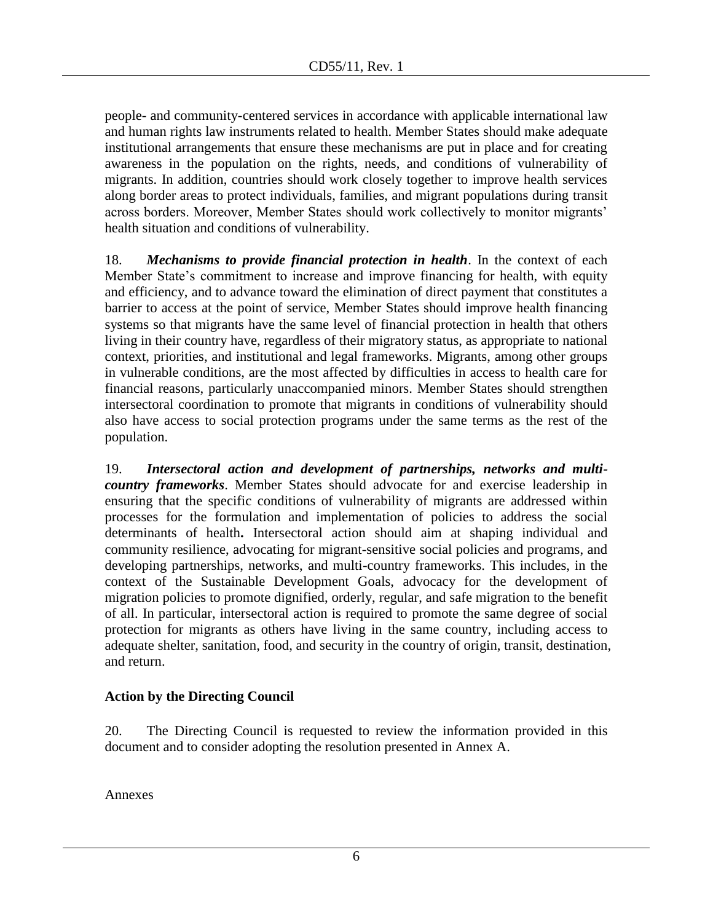people- and community-centered services in accordance with applicable international law and human rights law instruments related to health. Member States should make adequate institutional arrangements that ensure these mechanisms are put in place and for creating awareness in the population on the rights, needs, and conditions of vulnerability of migrants. In addition, countries should work closely together to improve health services along border areas to protect individuals, families, and migrant populations during transit across borders. Moreover, Member States should work collectively to monitor migrants' health situation and conditions of vulnerability.

18. ***Mechanisms to provide financial protection in health***. In the context of each Member State's commitment to increase and improve financing for health, with equity and efficiency, and to advance toward the elimination of direct payment that constitutes a barrier to access at the point of service, Member States should improve health financing systems so that migrants have the same level of financial protection in health that others living in their country have, regardless of their migratory status, as appropriate to national context, priorities, and institutional and legal frameworks. Migrants, among other groups in vulnerable conditions, are the most affected by difficulties in access to health care for financial reasons, particularly unaccompanied minors. Member States should strengthen intersectoral coordination to promote that migrants in conditions of vulnerability should also have access to social protection programs under the same terms as the rest of the population.

19. ***Intersectoral action and development of partnerships, networks and multi-country frameworks***. Member States should advocate for and exercise leadership in ensuring that the specific conditions of vulnerability of migrants are addressed within processes for the formulation and implementation of policies to address the social determinants of health**.** Intersectoral action should aim at shaping individual and community resilience, advocating for migrant-sensitive social policies and programs, and developing partnerships, networks, and multi-country frameworks. This includes, in the context of the Sustainable Development Goals, advocacy for the development of migration policies to promote dignified, orderly, regular, and safe migration to the benefit of all. In particular, intersectoral action is required to promote the same degree of social protection for migrants as others have living in the same country, including access to adequate shelter, sanitation, food, and security in the country of origin, transit, destination, and return.

## Action by the Directing Council

20. The Directing Council is requested to review the information provided in this document and to consider adopting the resolution presented in Annex A.

Annexes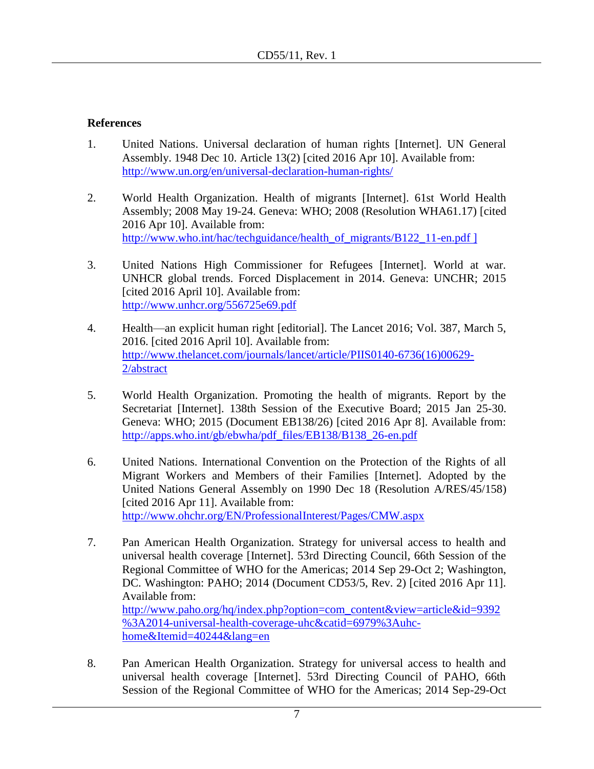**References**

1. United Nations. Universal declaration of human rights [Internet]. UN General Assembly. 1948 Dec 10. Article 13(2) [cited 2016 Apr 10]. Available from: http://www.un.org/en/universal-declaration-human-rights/

2. World Health Organization. Health of migrants [Internet]. 61st World Health Assembly; 2008 May 19-24. Geneva: WHO; 2008 (Resolution WHA61.17) [cited 2016 Apr 10]. Available from: http://www.who.int/hac/techguidance/health_of_migrants/B122_11-en.pdf ]

3. United Nations High Commissioner for Refugees [Internet]. World at war. UNHCR global trends. Forced Displacement in 2014. Geneva: UNCHR; 2015 [cited 2016 April 10]. Available from: http://www.unhcr.org/556725e69.pdf

4. Health—an explicit human right [editorial]. The Lancet 2016; Vol. 387, March 5, 2016. [cited 2016 April 10]. Available from: http://www.thelancet.com/journals/lancet/article/PIIS0140-6736(16)00629-2/abstract

5. World Health Organization. Promoting the health of migrants. Report by the Secretariat [Internet]. 138th Session of the Executive Board; 2015 Jan 25-30. Geneva: WHO; 2015 (Document EB138/26) [cited 2016 Apr 8]. Available from: http://apps.who.int/gb/ebwha/pdf_files/EB138/B138_26-en.pdf

6. United Nations. International Convention on the Protection of the Rights of all Migrant Workers and Members of their Families [Internet]. Adopted by the United Nations General Assembly on 1990 Dec 18 (Resolution A/RES/45/158) [cited 2016 Apr 11]. Available from: http://www.ohchr.org/EN/ProfessionalInterest/Pages/CMW.aspx

7. Pan American Health Organization. Strategy for universal access to health and universal health coverage [Internet]. 53rd Directing Council, 66th Session of the Regional Committee of WHO for the Americas; 2014 Sep 29-Oct 2; Washington, DC. Washington: PAHO; 2014 (Document CD53/5, Rev. 2) [cited 2016 Apr 11]. Available from: http://www.paho.org/hq/index.php?option=com_content&view=article&id=9392%3A2014-universal-health-coverage-uhc&catid=6979%3Auhc-home&Itemid=40244&lang=en

8. Pan American Health Organization. Strategy for universal access to health and universal health coverage [Internet]. 53rd Directing Council of PAHO, 66th Session of the Regional Committee of WHO for the Americas; 2014 Sep-29-Oct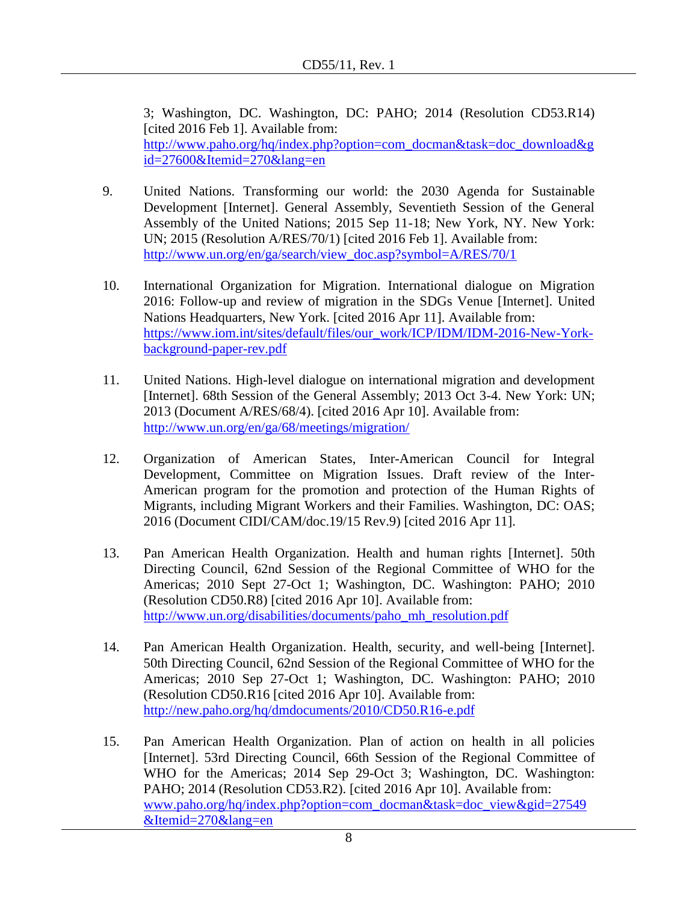3; Washington, DC. Washington, DC: PAHO; 2014 (Resolution CD53.R14) [cited 2016 Feb 1]. Available from: http://www.paho.org/hq/index.php?option=com_docman&task=doc_download&gid=27600&Itemid=270&lang=en

9. United Nations. Transforming our world: the 2030 Agenda for Sustainable Development [Internet]. General Assembly, Seventieth Session of the General Assembly of the United Nations; 2015 Sep 11-18; New York, NY. New York: UN; 2015 (Resolution A/RES/70/1) [cited 2016 Feb 1]. Available from: http://www.un.org/en/ga/search/view_doc.asp?symbol=A/RES/70/1

10. International Organization for Migration. International dialogue on Migration 2016: Follow-up and review of migration in the SDGs Venue [Internet]. United Nations Headquarters, New York. [cited 2016 Apr 11]. Available from: https://www.iom.int/sites/default/files/our_work/ICP/IDM/IDM-2016-New-York-background-paper-rev.pdf

11. United Nations. High-level dialogue on international migration and development [Internet]. 68th Session of the General Assembly; 2013 Oct 3-4. New York: UN; 2013 (Document A/RES/68/4). [cited 2016 Apr 10]. Available from: http://www.un.org/en/ga/68/meetings/migration/

12. Organization of American States, Inter-American Council for Integral Development, Committee on Migration Issues. Draft review of the Inter-American program for the promotion and protection of the Human Rights of Migrants, including Migrant Workers and their Families. Washington, DC: OAS; 2016 (Document CIDI/CAM/doc.19/15 Rev.9) [cited 2016 Apr 11].

13. Pan American Health Organization. Health and human rights [Internet]. 50th Directing Council, 62nd Session of the Regional Committee of WHO for the Americas; 2010 Sept 27-Oct 1; Washington, DC. Washington: PAHO; 2010 (Resolution CD50.R8) [cited 2016 Apr 10]. Available from: http://www.un.org/disabilities/documents/paho_mh_resolution.pdf

14. Pan American Health Organization. Health, security, and well-being [Internet]. 50th Directing Council, 62nd Session of the Regional Committee of WHO for the Americas; 2010 Sep 27-Oct 1; Washington, DC. Washington: PAHO; 2010 (Resolution CD50.R16 [cited 2016 Apr 10]. Available from: http://new.paho.org/hq/dmdocuments/2010/CD50.R16-e.pdf

15. Pan American Health Organization. Plan of action on health in all policies [Internet]. 53rd Directing Council, 66th Session of the Regional Committee of WHO for the Americas; 2014 Sep 29-Oct 3; Washington, DC. Washington: PAHO; 2014 (Resolution CD53.R2). [cited 2016 Apr 10]. Available from: www.paho.org/hq/index.php?option=com_docman&task=doc_view&gid=27549&Itemid=270&lang=en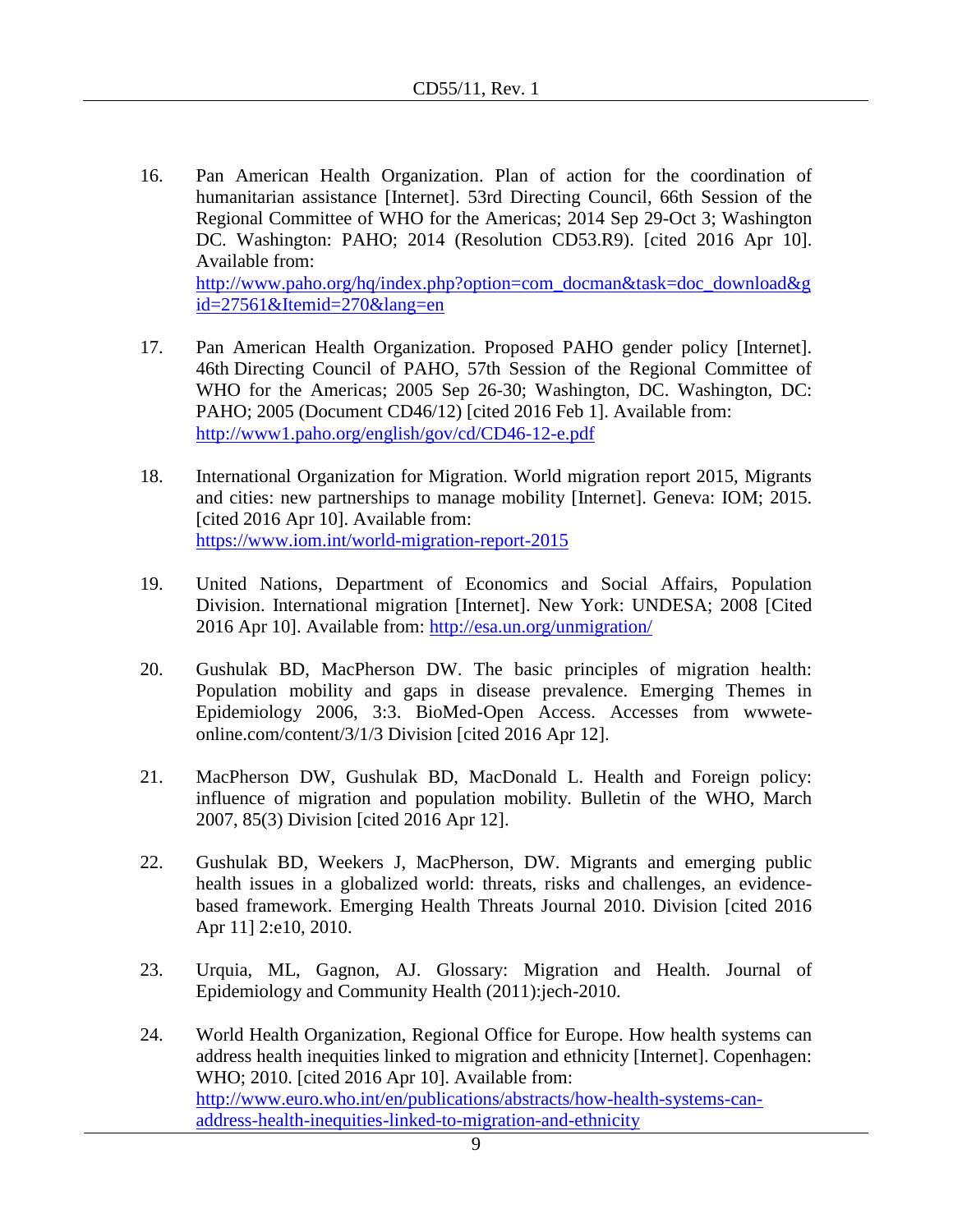16. Pan American Health Organization. Plan of action for the coordination of humanitarian assistance [Internet]. 53rd Directing Council, 66th Session of the Regional Committee of WHO for the Americas; 2014 Sep 29-Oct 3; Washington DC. Washington: PAHO; 2014 (Resolution CD53.R9). [cited 2016 Apr 10]. Available from: http://www.paho.org/hq/index.php?option=com_docman&task=doc_download&gid=27561&Itemid=270&lang=en

17. Pan American Health Organization. Proposed PAHO gender policy [Internet]. 46th Directing Council of PAHO, 57th Session of the Regional Committee of WHO for the Americas; 2005 Sep 26-30; Washington, DC. Washington, DC: PAHO; 2005 (Document CD46/12) [cited 2016 Feb 1]. Available from: http://www1.paho.org/english/gov/cd/CD46-12-e.pdf

18. International Organization for Migration. World migration report 2015, Migrants and cities: new partnerships to manage mobility [Internet]. Geneva: IOM; 2015. [cited 2016 Apr 10]. Available from: https://www.iom.int/world-migration-report-2015

19. United Nations, Department of Economics and Social Affairs, Population Division. International migration [Internet]. New York: UNDESA; 2008 [Cited 2016 Apr 10]. Available from: http://esa.un.org/unmigration/

20. Gushulak BD, MacPherson DW. The basic principles of migration health: Population mobility and gaps in disease prevalence. Emerging Themes in Epidemiology 2006, 3:3. BioMed-Open Access. Accesses from wwwete-online.com/content/3/1/3 Division [cited 2016 Apr 12].

21. MacPherson DW, Gushulak BD, MacDonald L. Health and Foreign policy: influence of migration and population mobility. Bulletin of the WHO, March 2007, 85(3) Division [cited 2016 Apr 12].

22. Gushulak BD, Weekers J, MacPherson, DW. Migrants and emerging public health issues in a globalized world: threats, risks and challenges, an evidence-based framework. Emerging Health Threats Journal 2010. Division [cited 2016 Apr 11] 2:e10, 2010.

23. Urquia, ML, Gagnon, AJ. Glossary: Migration and Health. Journal of Epidemiology and Community Health (2011):jech-2010.

24. World Health Organization, Regional Office for Europe. How health systems can address health inequities linked to migration and ethnicity [Internet]. Copenhagen: WHO; 2010. [cited 2016 Apr 10]. Available from: http://www.euro.who.int/en/publications/abstracts/how-health-systems-can-address-health-inequities-linked-to-migration-and-ethnicity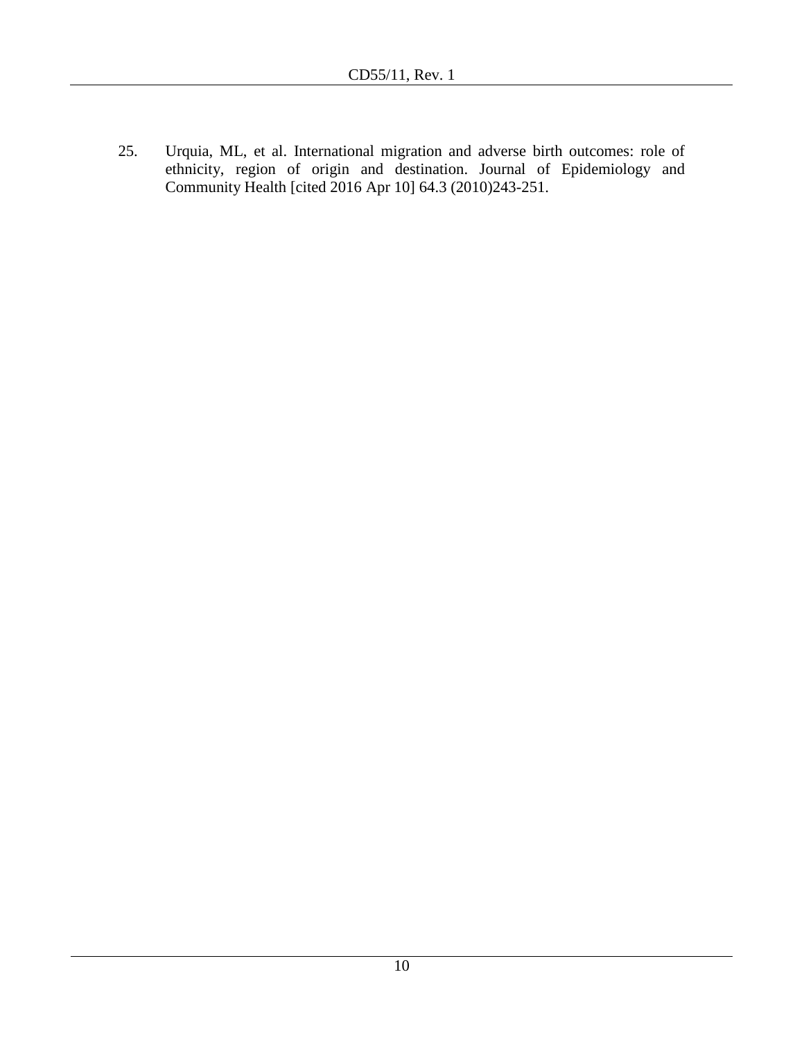25. Urquia, ML, et al. International migration and adverse birth outcomes: role of ethnicity, region of origin and destination. Journal of Epidemiology and Community Health [cited 2016 Apr 10] 64.3 (2010)243-251.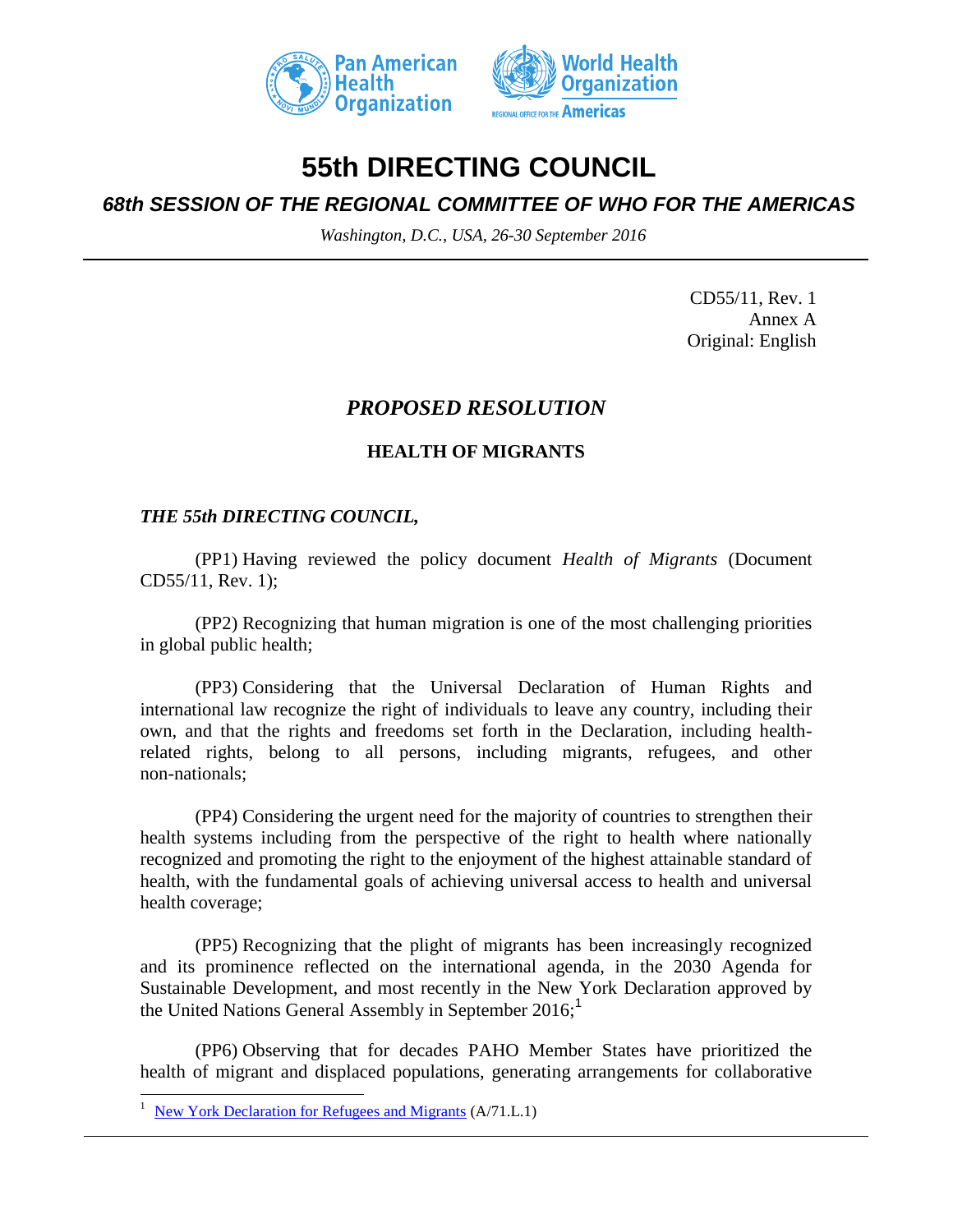# 55th DIRECTING COUNCIL

## *68th SESSION OF THE REGIONAL COMMITTEE OF WHO FOR THE AMERICAS*

*Washington, D.C., USA, 26-30 September 2016*

CD55/11, Rev. 1
Annex A
Original: English

## *PROPOSED RESOLUTION*

### HEALTH OF MIGRANTS

***THE 55th DIRECTING COUNCIL,***

(PP1) Having reviewed the policy document *Health of Migrants* (Document CD55/11, Rev. 1);

(PP2) Recognizing that human migration is one of the most challenging priorities in global public health;

(PP3) Considering that the Universal Declaration of Human Rights and international law recognize the right of individuals to leave any country, including their own, and that the rights and freedoms set forth in the Declaration, including health-related rights, belong to all persons, including migrants, refugees, and other non-nationals;

(PP4) Considering the urgent need for the majority of countries to strengthen their health systems including from the perspective of the right to health where nationally recognized and promoting the right to the enjoyment of the highest attainable standard of health, with the fundamental goals of achieving universal access to health and universal health coverage;

(PP5) Recognizing that the plight of migrants has been increasingly recognized and its prominence reflected on the international agenda, in the 2030 Agenda for Sustainable Development, and most recently in the New York Declaration approved by the United Nations General Assembly in September 2016;[1]

(PP6) Observing that for decades PAHO Member States have prioritized the health of migrant and displaced populations, generating arrangements for collaborative

[1] New York Declaration for Refugees and Migrants (A/71.L.1)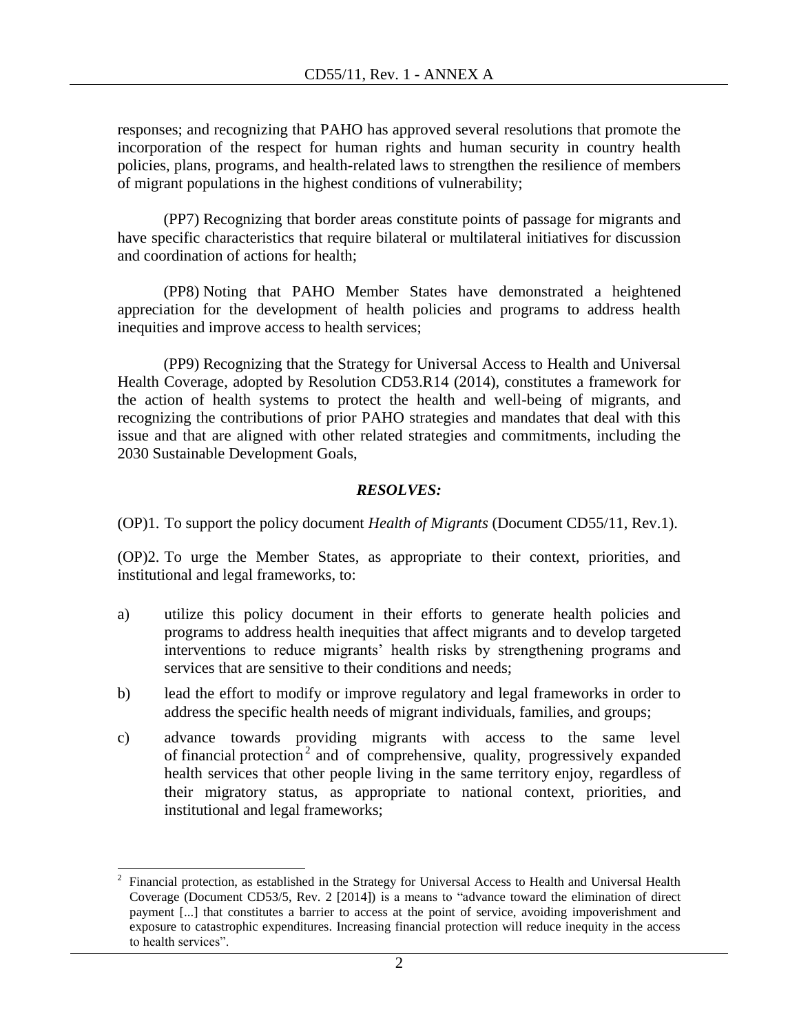responses; and recognizing that PAHO has approved several resolutions that promote the incorporation of the respect for human rights and human security in country health policies, plans, programs, and health-related laws to strengthen the resilience of members of migrant populations in the highest conditions of vulnerability;

(PP7) Recognizing that border areas constitute points of passage for migrants and have specific characteristics that require bilateral or multilateral initiatives for discussion and coordination of actions for health;

(PP8) Noting that PAHO Member States have demonstrated a heightened appreciation for the development of health policies and programs to address health inequities and improve access to health services;

(PP9) Recognizing that the Strategy for Universal Access to Health and Universal Health Coverage, adopted by Resolution CD53.R14 (2014), constitutes a framework for the action of health systems to protect the health and well-being of migrants, and recognizing the contributions of prior PAHO strategies and mandates that deal with this issue and that are aligned with other related strategies and commitments, including the 2030 Sustainable Development Goals,

***RESOLVES:***

(OP)1. To support the policy document *Health of Migrants* (Document CD55/11, Rev.1).

(OP)2. To urge the Member States, as appropriate to their context, priorities, and institutional and legal frameworks, to:

a) utilize this policy document in their efforts to generate health policies and programs to address health inequities that affect migrants and to develop targeted interventions to reduce migrants' health risks by strengthening programs and services that are sensitive to their conditions and needs;

b) lead the effort to modify or improve regulatory and legal frameworks in order to address the specific health needs of migrant individuals, families, and groups;

c) advance towards providing migrants with access to the same level of financial protection[2] and of comprehensive, quality, progressively expanded health services that other people living in the same territory enjoy, regardless of their migratory status, as appropriate to national context, priorities, and institutional and legal frameworks;

---

[2] Financial protection, as established in the Strategy for Universal Access to Health and Universal Health Coverage (Document CD53/5, Rev. 2 [2014]) is a means to "advance toward the elimination of direct payment [...] that constitutes a barrier to access at the point of service, avoiding impoverishment and exposure to catastrophic expenditures. Increasing financial protection will reduce inequity in the access to health services".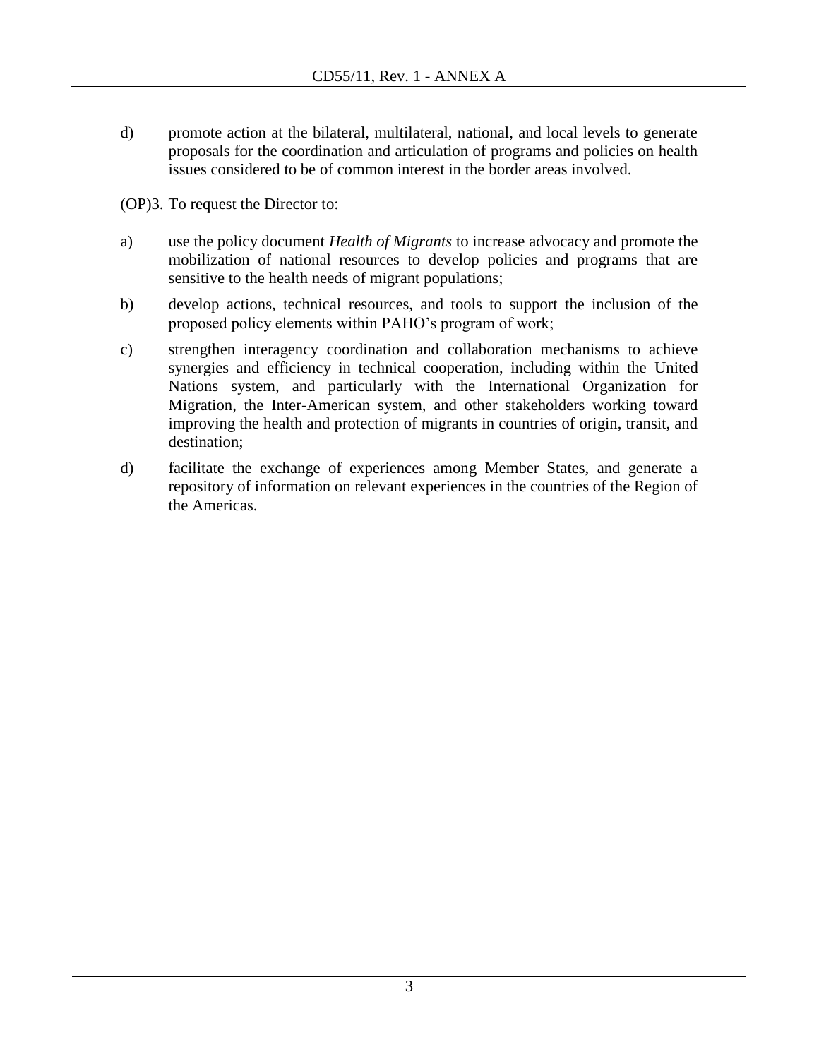d) promote action at the bilateral, multilateral, national, and local levels to generate proposals for the coordination and articulation of programs and policies on health issues considered to be of common interest in the border areas involved.

(OP)3. To request the Director to:

a) use the policy document *Health of Migrants* to increase advocacy and promote the mobilization of national resources to develop policies and programs that are sensitive to the health needs of migrant populations;

b) develop actions, technical resources, and tools to support the inclusion of the proposed policy elements within PAHO's program of work;

c) strengthen interagency coordination and collaboration mechanisms to achieve synergies and efficiency in technical cooperation, including within the United Nations system, and particularly with the International Organization for Migration, the Inter-American system, and other stakeholders working toward improving the health and protection of migrants in countries of origin, transit, and destination;

d) facilitate the exchange of experiences among Member States, and generate a repository of information on relevant experiences in the countries of the Region of the Americas.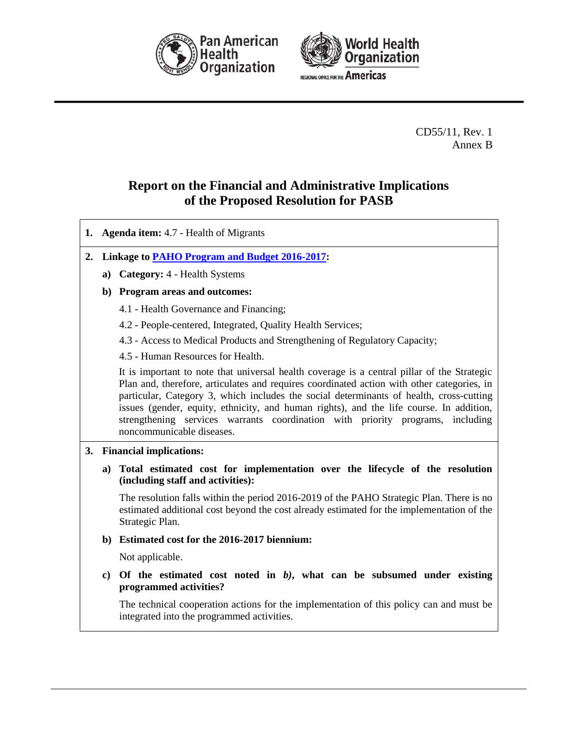CD55/11, Rev. 1
Annex B

# Report on the Financial and Administrative Implications of the Proposed Resolution for PASB

**1. Agenda item:** 4.7 - Health of Migrants

**2. Linkage to PAHO Program and Budget 2016-2017:**

**a) Category:** 4 - Health Systems

**b) Program areas and outcomes:**

4.1 - Health Governance and Financing;

4.2 - People-centered, Integrated, Quality Health Services;

4.3 - Access to Medical Products and Strengthening of Regulatory Capacity;

4.5 - Human Resources for Health.

It is important to note that universal health coverage is a central pillar of the Strategic Plan and, therefore, articulates and requires coordinated action with other categories, in particular, Category 3, which includes the social determinants of health, cross-cutting issues (gender, equity, ethnicity, and human rights), and the life course. In addition, strengthening services warrants coordination with priority programs, including noncommunicable diseases.

**3. Financial implications:**

**a) Total estimated cost for implementation over the lifecycle of the resolution (including staff and activities):**

The resolution falls within the period 2016-2019 of the PAHO Strategic Plan. There is no estimated additional cost beyond the cost already estimated for the implementation of the Strategic Plan.

**b) Estimated cost for the 2016-2017 biennium:**

Not applicable.

**c) Of the estimated cost noted in *b)*, what can be subsumed under existing programmed activities?**

The technical cooperation actions for the implementation of this policy can and must be integrated into the programmed activities.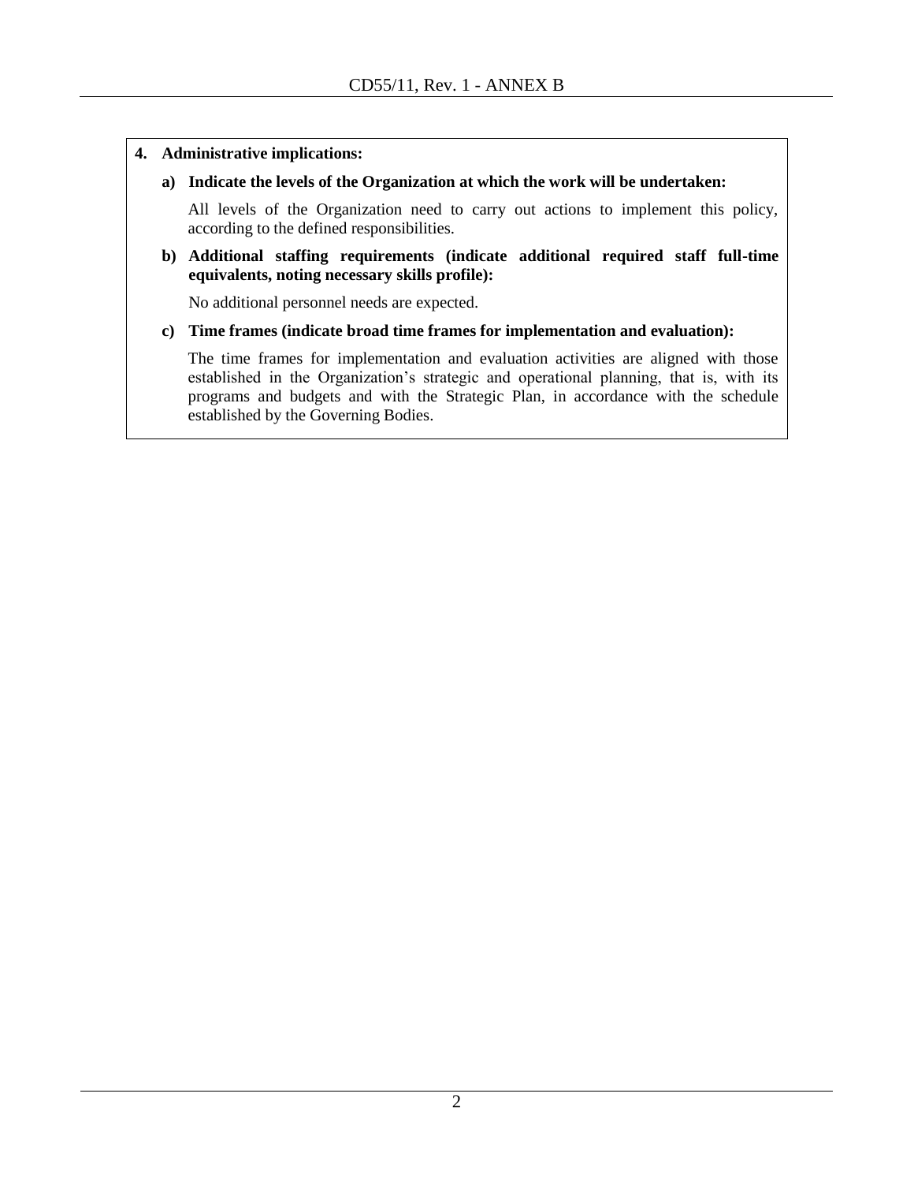**4. Administrative implications:**

**a) Indicate the levels of the Organization at which the work will be undertaken:**

All levels of the Organization need to carry out actions to implement this policy, according to the defined responsibilities.

**b) Additional staffing requirements (indicate additional required staff full-time equivalents, noting necessary skills profile):**

No additional personnel needs are expected.

**c) Time frames (indicate broad time frames for implementation and evaluation):**

The time frames for implementation and evaluation activities are aligned with those established in the Organization's strategic and operational planning, that is, with its programs and budgets and with the Strategic Plan, in accordance with the schedule established by the Governing Bodies.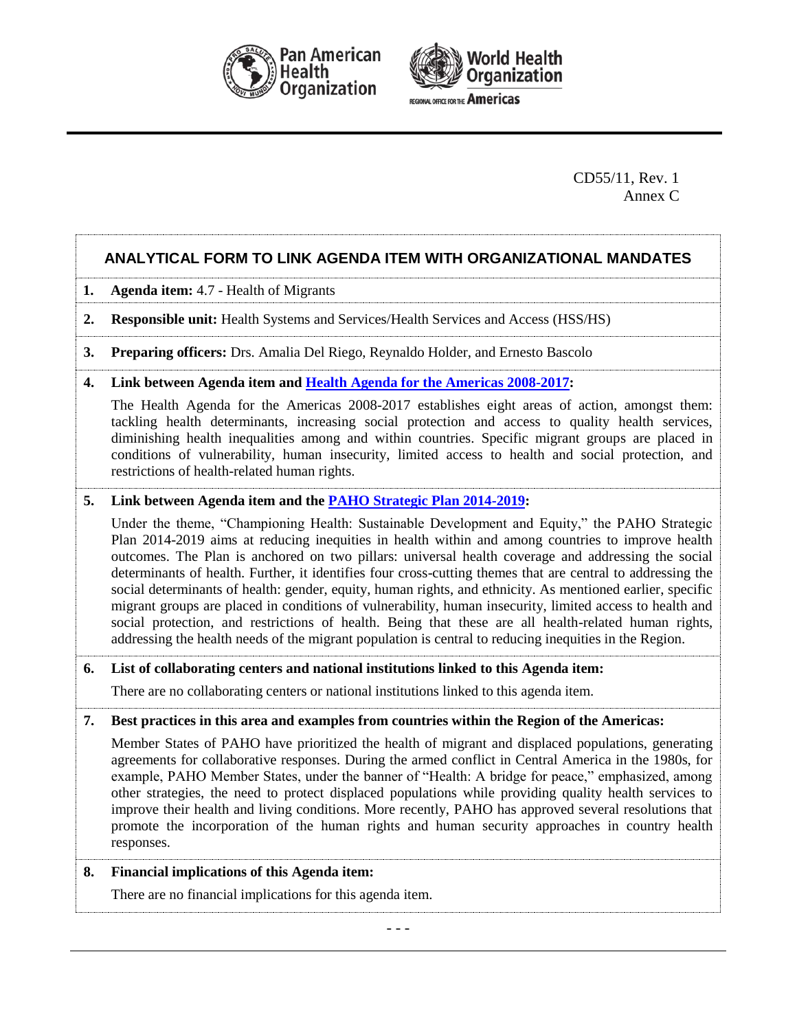CD55/11, Rev. 1
Annex C

## ANALYTICAL FORM TO LINK AGENDA ITEM WITH ORGANIZATIONAL MANDATES

**1. Agenda item:** 4.7 - Health of Migrants

**2. Responsible unit:** Health Systems and Services/Health Services and Access (HSS/HS)

**3. Preparing officers:** Drs. Amalia Del Riego, Reynaldo Holder, and Ernesto Bascolo

**4. Link between Agenda item and [Health Agenda for the Americas 2008-2017](#):**

The Health Agenda for the Americas 2008-2017 establishes eight areas of action, amongst them: tackling health determinants, increasing social protection and access to quality health services, diminishing health inequalities among and within countries. Specific migrant groups are placed in conditions of vulnerability, human insecurity, limited access to health and social protection, and restrictions of health-related human rights.

**5. Link between Agenda item and the [PAHO Strategic Plan 2014-2019](#):**

Under the theme, "Championing Health: Sustainable Development and Equity," the PAHO Strategic Plan 2014-2019 aims at reducing inequities in health within and among countries to improve health outcomes. The Plan is anchored on two pillars: universal health coverage and addressing the social determinants of health. Further, it identifies four cross-cutting themes that are central to addressing the social determinants of health: gender, equity, human rights, and ethnicity. As mentioned earlier, specific migrant groups are placed in conditions of vulnerability, human insecurity, limited access to health and social protection, and restrictions of health. Being that these are all health-related human rights, addressing the health needs of the migrant population is central to reducing inequities in the Region.

**6. List of collaborating centers and national institutions linked to this Agenda item:**

There are no collaborating centers or national institutions linked to this agenda item.

**7. Best practices in this area and examples from countries within the Region of the Americas:**

Member States of PAHO have prioritized the health of migrant and displaced populations, generating agreements for collaborative responses. During the armed conflict in Central America in the 1980s, for example, PAHO Member States, under the banner of "Health: A bridge for peace," emphasized, among other strategies, the need to protect displaced populations while providing quality health services to improve their health and living conditions. More recently, PAHO has approved several resolutions that promote the incorporation of the human rights and human security approaches in country health responses.

**8. Financial implications of this Agenda item:**

There are no financial implications for this agenda item.

- - -